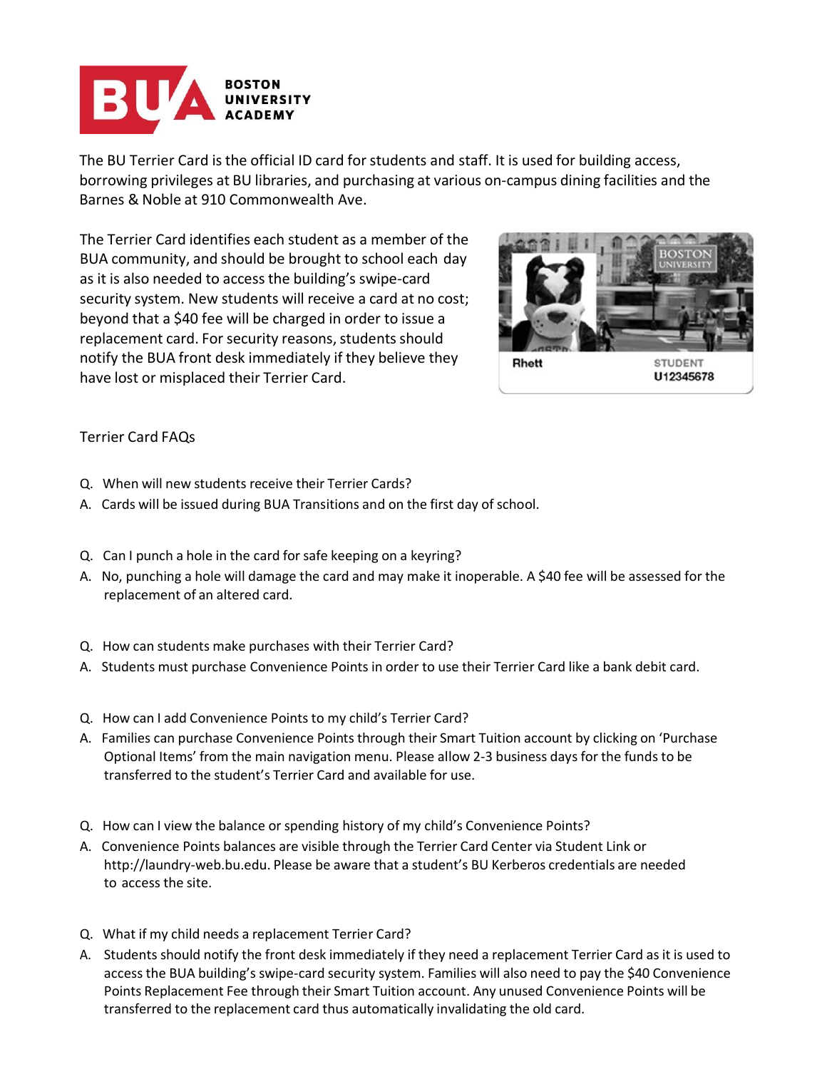# Boston University Academy

The BU Terrier Card is the official ID card for students and staff. It is used for building access, borrowing privileges at BU libraries, and purchasing at various on-campus dining facilities and the Barnes & Noble at 910 Commonwealth Ave.

The Terrier Card identifies each student as a member of the BUA community, and should be brought to school each day as it is also needed to access the building's swipe-card security system. New students will receive a card at no cost; beyond that a $40 fee will be charged in order to issue a replacement card. For security reasons, students should notify the BUA front desk immediately if they believe they have lost or misplaced their Terrier Card.

## Terrier Card FAQs

Q. When will new students receive their Terrier Cards?

A. Cards will be issued during BUA Transitions and on the first day of school.

Q. Can I punch a hole in the card for safe keeping on a keyring?

A. No, punching a hole will damage the card and may make it inoperable. A $40 fee will be assessed for the replacement of an altered card.

Q. How can students make purchases with their Terrier Card?

A. Students must purchase Convenience Points in order to use their Terrier Card like a bank debit card.

Q. How can I add Convenience Points to my child's Terrier Card?

A. Families can purchase Convenience Points through their Smart Tuition account by clicking on 'Purchase Optional Items' from the main navigation menu. Please allow 2-3 business days for the funds to be transferred to the student's Terrier Card and available for use.

Q. How can I view the balance or spending history of my child's Convenience Points?

A. Convenience Points balances are visible through the Terrier Card Center via Student Link or http://laundry-web.bu.edu. Please be aware that a student's BU Kerberos credentials are needed to access the site.

Q. What if my child needs a replacement Terrier Card?

A. Students should notify the front desk immediately if they need a replacement Terrier Card as it is used to access the BUA building's swipe-card security system. Families will also need to pay the $40 Convenience Points Replacement Fee through their Smart Tuition account. Any unused Convenience Points will be transferred to the replacement card thus automatically invalidating the old card.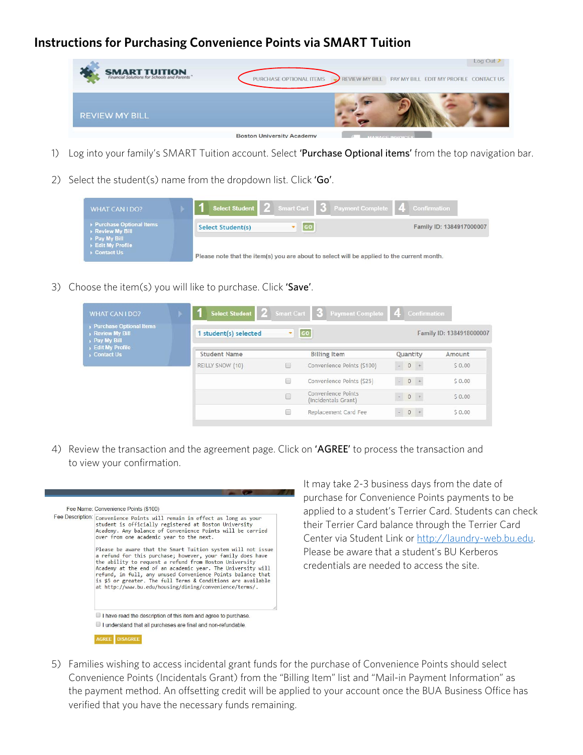# Instructions for Purchasing Convenience Points via SMART Tuition

1) Log into your family's SMART Tuition account. Select '**Purchase Optional items**' from the top navigation bar.

2) Select the student(s) name from the dropdown list. Click '**Go**'.

3) Choose the item(s) you will like to purchase. Click '**Save**'.

4) Review the transaction and the agreement page. Click on '**AGREE**' to process the transaction and to view your confirmation.

It may take 2-3 business days from the date of purchase for Convenience Points payments to be applied to a student's Terrier Card. Students can check their Terrier Card balance through the Terrier Card Center via Student Link or http://laundry-web.bu.edu. Please be aware that a student's BU Kerberos credentials are needed to access the site.

5) Families wishing to access incidental grant funds for the purchase of Convenience Points should select Convenience Points (Incidentals Grant) from the "Billing Item" list and "Mail-in Payment Information" as the payment method. An offsetting credit will be applied to your account once the BUA Business Office has verified that you have the necessary funds remaining.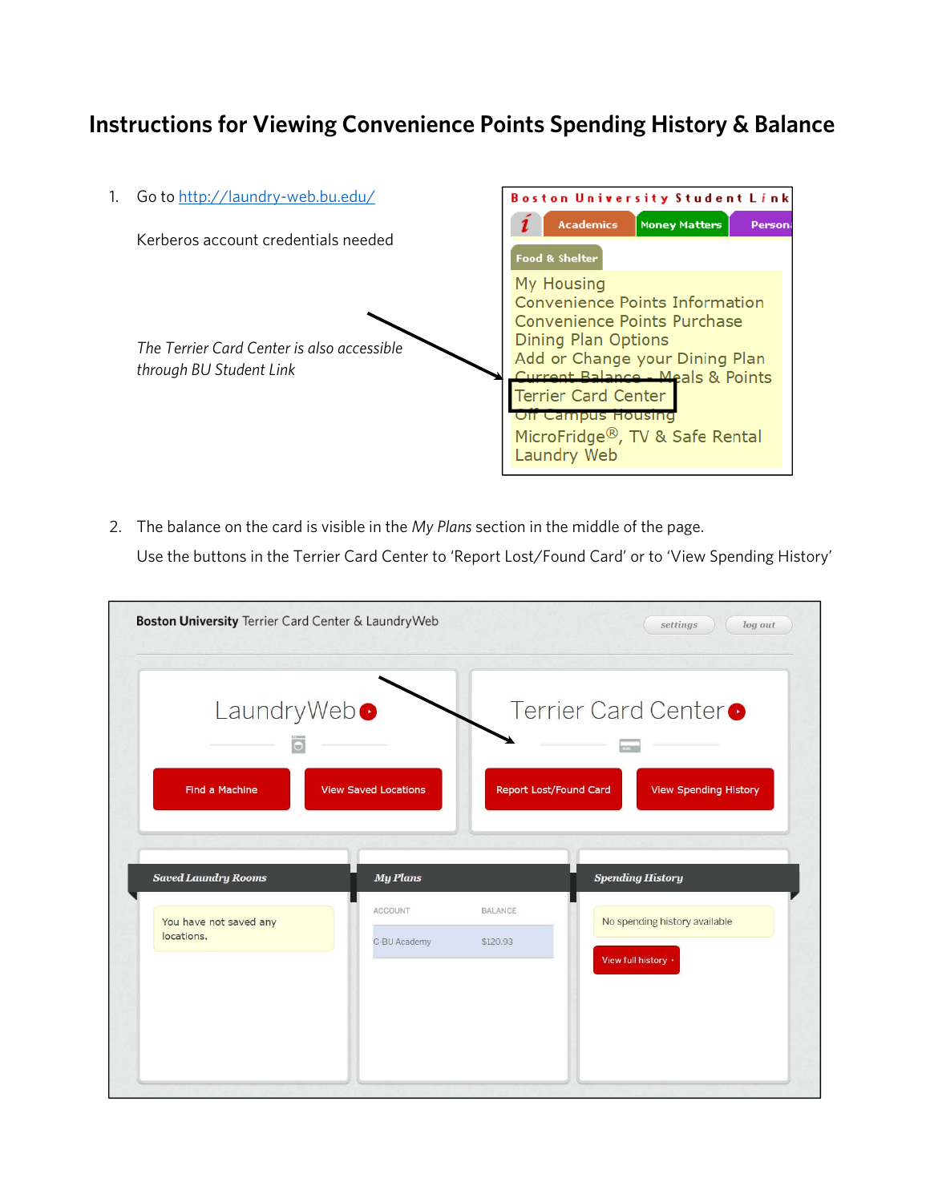# Instructions for Viewing Convenience Points Spending History & Balance

1. Go to http://laundry-web.bu.edu/

   Kerberos account credentials needed

   *The Terrier Card Center is also accessible through BU Student Link*

   Boston University Student Link

   Academics | Money Matters | Person

   Food & Shelter

   My Housing
   Convenience Points Information
   Convenience Points Purchase
   Dining Plan Options
   Add or Change your Dining Plan
   Current Balance - Meals & Points
   Terrier Card Center
   Off Campus Housing
   MicroFridge®, TV & Safe Rental
   Laundry Web

2. The balance on the card is visible in the *My Plans* section in the middle of the page.

   Use the buttons in the Terrier Card Center to 'Report Lost/Found Card' or to 'View Spending History'

   **Boston University** Terrier Card Center & LaundryWeb

   settings | log out

   LaundryWeb

   Find a Machine | View Saved Locations

   Terrier Card Center

   Report Lost/Found Card | View Spending History

   ***Saved Laundry Rooms***

   You have not saved any locations.

   ***My Plans***

   | ACCOUNT | BALANCE |
   | --- | --- |
   | C-BU Academy | $120.93 |

   ***Spending History***

   No spending history available

   View full history